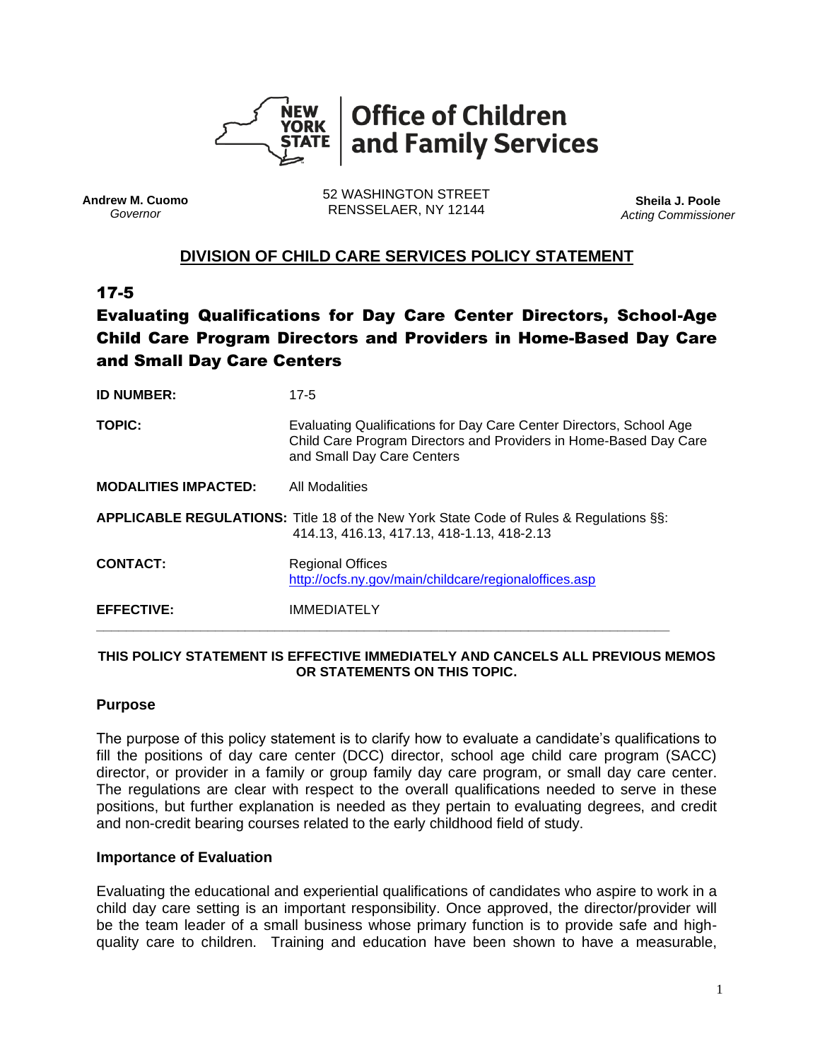**Office of Children and Family Services**

**Andrew M. Cuomo**
*Governor*

52 WASHINGTON STREET
RENSSELAER, NY 12144

**Sheila J. Poole**
*Acting Commissioner*

## DIVISION OF CHILD CARE SERVICES POLICY STATEMENT

## 17-5

## Evaluating Qualifications for Day Care Center Directors, School-Age Child Care Program Directors and Providers in Home-Based Day Care and Small Day Care Centers

**ID NUMBER:** 17-5

**TOPIC:** Evaluating Qualifications for Day Care Center Directors, School Age Child Care Program Directors and Providers in Home-Based Day Care and Small Day Care Centers

**MODALITIES IMPACTED:** All Modalities

**APPLICABLE REGULATIONS:** Title 18 of the New York State Code of Rules & Regulations §§: 414.13, 416.13, 417.13, 418-1.13, 418-2.13

**CONTACT:** Regional Offices
http://ocfs.ny.gov/main/childcare/regionaloffices.asp

**EFFECTIVE:** IMMEDIATELY

---

**THIS POLICY STATEMENT IS EFFECTIVE IMMEDIATELY AND CANCELS ALL PREVIOUS MEMOS OR STATEMENTS ON THIS TOPIC.**

### Purpose

The purpose of this policy statement is to clarify how to evaluate a candidate's qualifications to fill the positions of day care center (DCC) director, school age child care program (SACC) director, or provider in a family or group family day care program, or small day care center. The regulations are clear with respect to the overall qualifications needed to serve in these positions, but further explanation is needed as they pertain to evaluating degrees, and credit and non-credit bearing courses related to the early childhood field of study.

### Importance of Evaluation

Evaluating the educational and experiential qualifications of candidates who aspire to work in a child day care setting is an important responsibility. Once approved, the director/provider will be the team leader of a small business whose primary function is to provide safe and high-quality care to children. Training and education have been shown to have a measurable,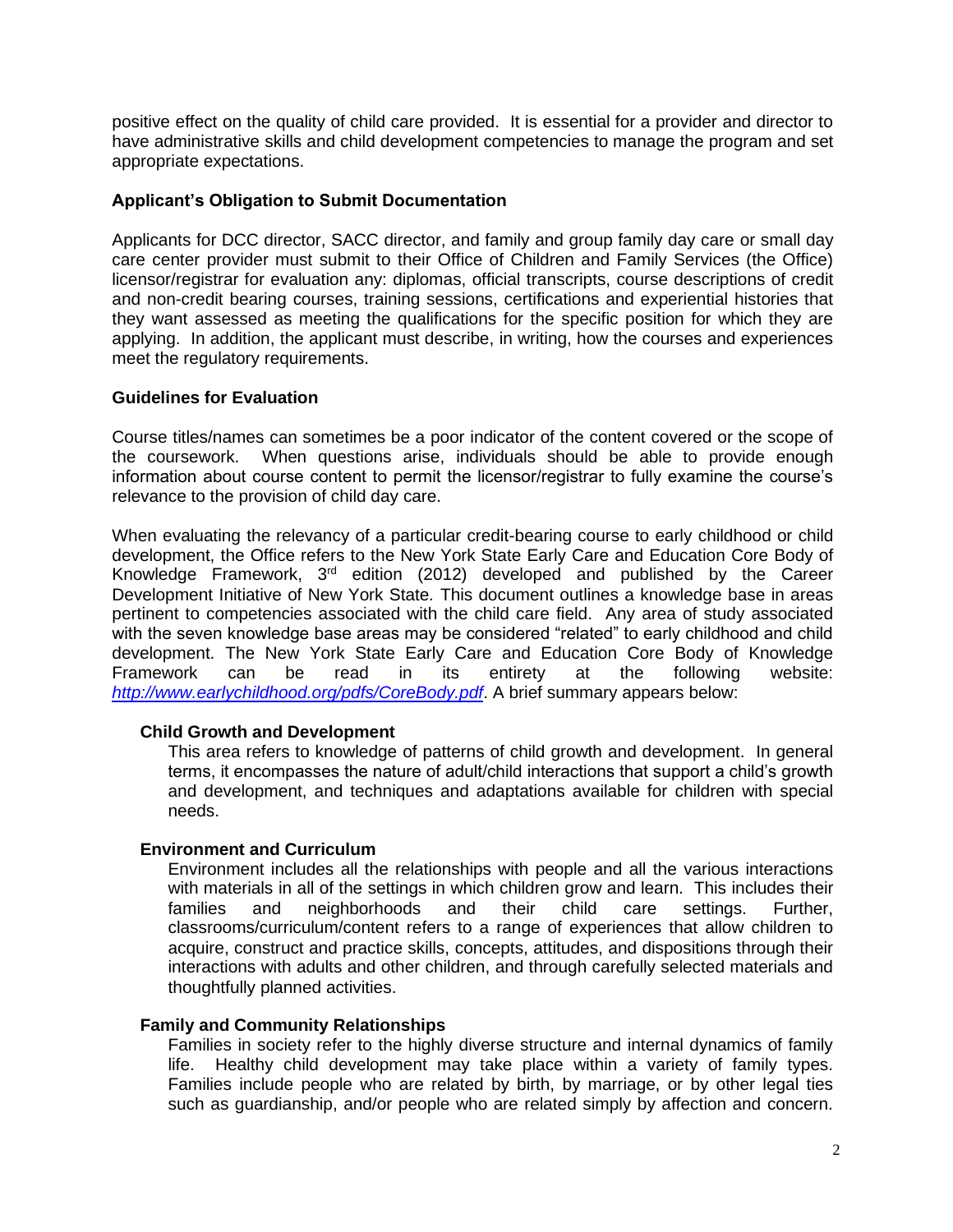positive effect on the quality of child care provided. It is essential for a provider and director to have administrative skills and child development competencies to manage the program and set appropriate expectations.

**Applicant's Obligation to Submit Documentation**

Applicants for DCC director, SACC director, and family and group family day care or small day care center provider must submit to their Office of Children and Family Services (the Office) licensor/registrar for evaluation any: diplomas, official transcripts, course descriptions of credit and non-credit bearing courses, training sessions, certifications and experiential histories that they want assessed as meeting the qualifications for the specific position for which they are applying. In addition, the applicant must describe, in writing, how the courses and experiences meet the regulatory requirements.

**Guidelines for Evaluation**

Course titles/names can sometimes be a poor indicator of the content covered or the scope of the coursework. When questions arise, individuals should be able to provide enough information about course content to permit the licensor/registrar to fully examine the course's relevance to the provision of child day care.

When evaluating the relevancy of a particular credit-bearing course to early childhood or child development, the Office refers to the New York State Early Care and Education Core Body of Knowledge Framework, 3rd edition (2012) developed and published by the Career Development Initiative of New York State. This document outlines a knowledge base in areas pertinent to competencies associated with the child care field. Any area of study associated with the seven knowledge base areas may be considered "related" to early childhood and child development. The New York State Early Care and Education Core Body of Knowledge Framework can be read in its entirety at the following website: *http://www.earlychildhood.org/pdfs/CoreBody.pdf*. A brief summary appears below:

**Child Growth and Development**

This area refers to knowledge of patterns of child growth and development. In general terms, it encompasses the nature of adult/child interactions that support a child's growth and development, and techniques and adaptations available for children with special needs.

**Environment and Curriculum**

Environment includes all the relationships with people and all the various interactions with materials in all of the settings in which children grow and learn. This includes their families and neighborhoods and their child care settings. Further, classrooms/curriculum/content refers to a range of experiences that allow children to acquire, construct and practice skills, concepts, attitudes, and dispositions through their interactions with adults and other children, and through carefully selected materials and thoughtfully planned activities.

**Family and Community Relationships**

Families in society refer to the highly diverse structure and internal dynamics of family life. Healthy child development may take place within a variety of family types. Families include people who are related by birth, by marriage, or by other legal ties such as guardianship, and/or people who are related simply by affection and concern.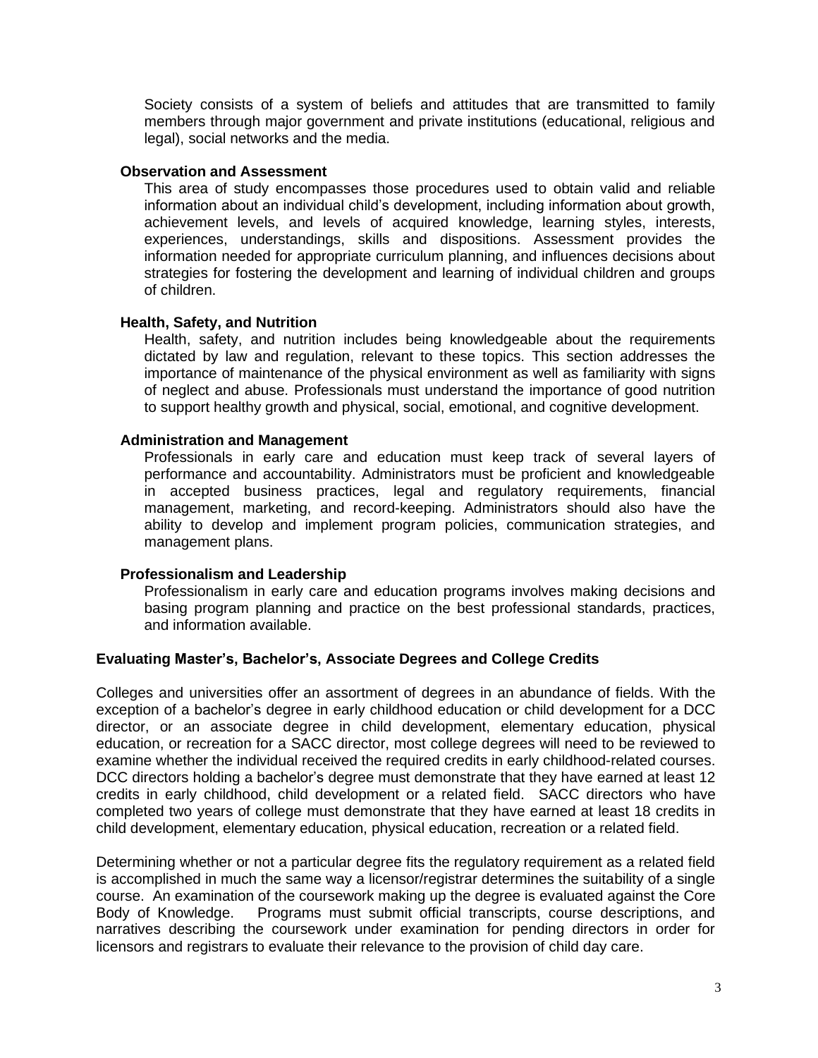Society consists of a system of beliefs and attitudes that are transmitted to family members through major government and private institutions (educational, religious and legal), social networks and the media.

**Observation and Assessment**

This area of study encompasses those procedures used to obtain valid and reliable information about an individual child's development, including information about growth, achievement levels, and levels of acquired knowledge, learning styles, interests, experiences, understandings, skills and dispositions. Assessment provides the information needed for appropriate curriculum planning, and influences decisions about strategies for fostering the development and learning of individual children and groups of children.

**Health, Safety, and Nutrition**

Health, safety, and nutrition includes being knowledgeable about the requirements dictated by law and regulation, relevant to these topics. This section addresses the importance of maintenance of the physical environment as well as familiarity with signs of neglect and abuse. Professionals must understand the importance of good nutrition to support healthy growth and physical, social, emotional, and cognitive development.

**Administration and Management**

Professionals in early care and education must keep track of several layers of performance and accountability. Administrators must be proficient and knowledgeable in accepted business practices, legal and regulatory requirements, financial management, marketing, and record-keeping. Administrators should also have the ability to develop and implement program policies, communication strategies, and management plans.

**Professionalism and Leadership**

Professionalism in early care and education programs involves making decisions and basing program planning and practice on the best professional standards, practices, and information available.

## Evaluating Master's, Bachelor's, Associate Degrees and College Credits

Colleges and universities offer an assortment of degrees in an abundance of fields. With the exception of a bachelor's degree in early childhood education or child development for a DCC director, or an associate degree in child development, elementary education, physical education, or recreation for a SACC director, most college degrees will need to be reviewed to examine whether the individual received the required credits in early childhood-related courses. DCC directors holding a bachelor's degree must demonstrate that they have earned at least 12 credits in early childhood, child development or a related field. SACC directors who have completed two years of college must demonstrate that they have earned at least 18 credits in child development, elementary education, physical education, recreation or a related field.

Determining whether or not a particular degree fits the regulatory requirement as a related field is accomplished in much the same way a licensor/registrar determines the suitability of a single course. An examination of the coursework making up the degree is evaluated against the Core Body of Knowledge. Programs must submit official transcripts, course descriptions, and narratives describing the coursework under examination for pending directors in order for licensors and registrars to evaluate their relevance to the provision of child day care.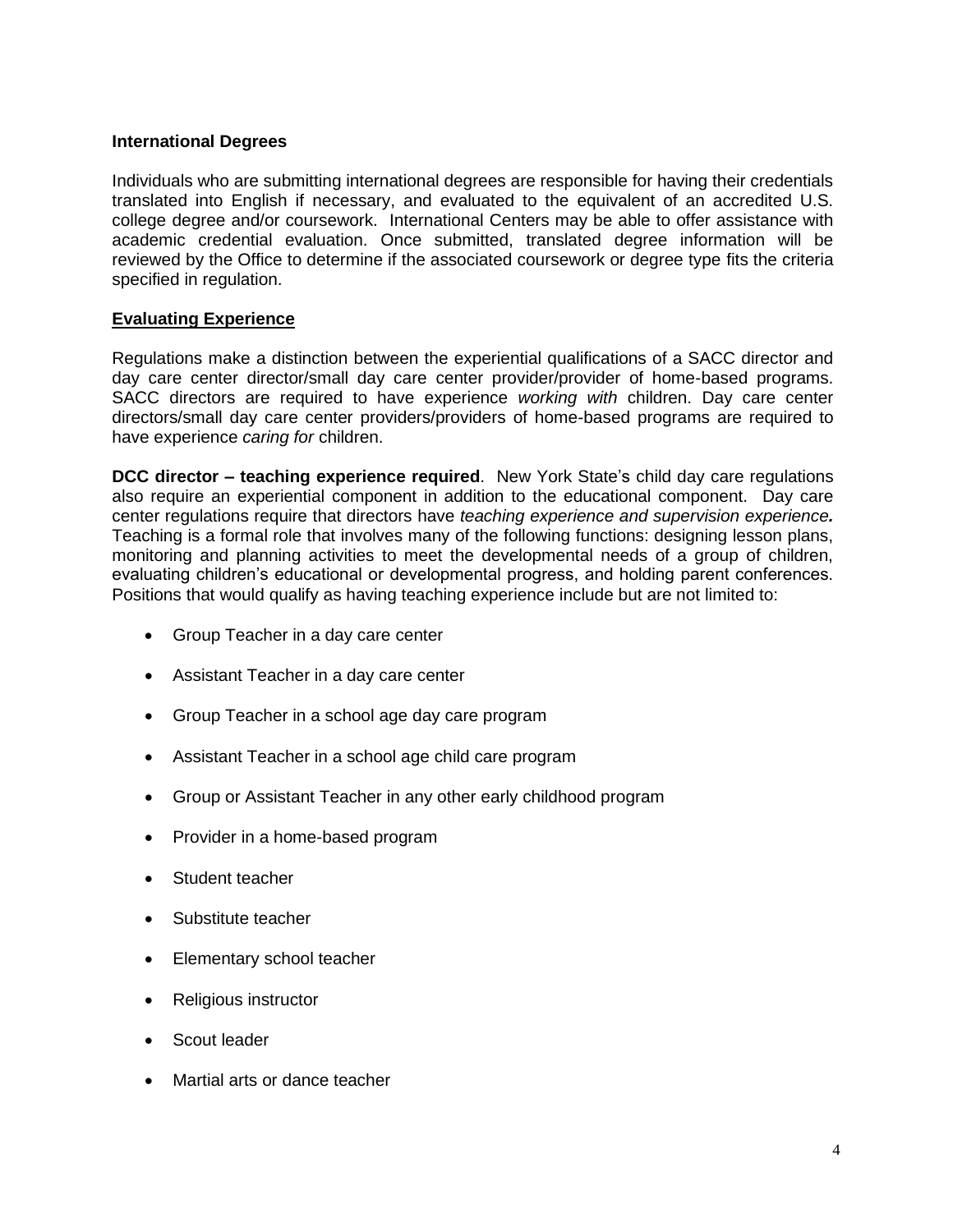**International Degrees**

Individuals who are submitting international degrees are responsible for having their credentials translated into English if necessary, and evaluated to the equivalent of an accredited U.S. college degree and/or coursework. International Centers may be able to offer assistance with academic credential evaluation. Once submitted, translated degree information will be reviewed by the Office to determine if the associated coursework or degree type fits the criteria specified in regulation.

**Evaluating Experience**

Regulations make a distinction between the experiential qualifications of a SACC director and day care center director/small day care center provider/provider of home-based programs. SACC directors are required to have experience *working with* children. Day care center directors/small day care center providers/providers of home-based programs are required to have experience *caring for* children.

**DCC director – teaching experience required**. New York State's child day care regulations also require an experiential component in addition to the educational component. Day care center regulations require that directors have *teaching experience and supervision experience.* Teaching is a formal role that involves many of the following functions: designing lesson plans, monitoring and planning activities to meet the developmental needs of a group of children, evaluating children's educational or developmental progress, and holding parent conferences. Positions that would qualify as having teaching experience include but are not limited to:

- Group Teacher in a day care center
- Assistant Teacher in a day care center
- Group Teacher in a school age day care program
- Assistant Teacher in a school age child care program
- Group or Assistant Teacher in any other early childhood program
- Provider in a home-based program
- Student teacher
- Substitute teacher
- Elementary school teacher
- Religious instructor
- Scout leader
- Martial arts or dance teacher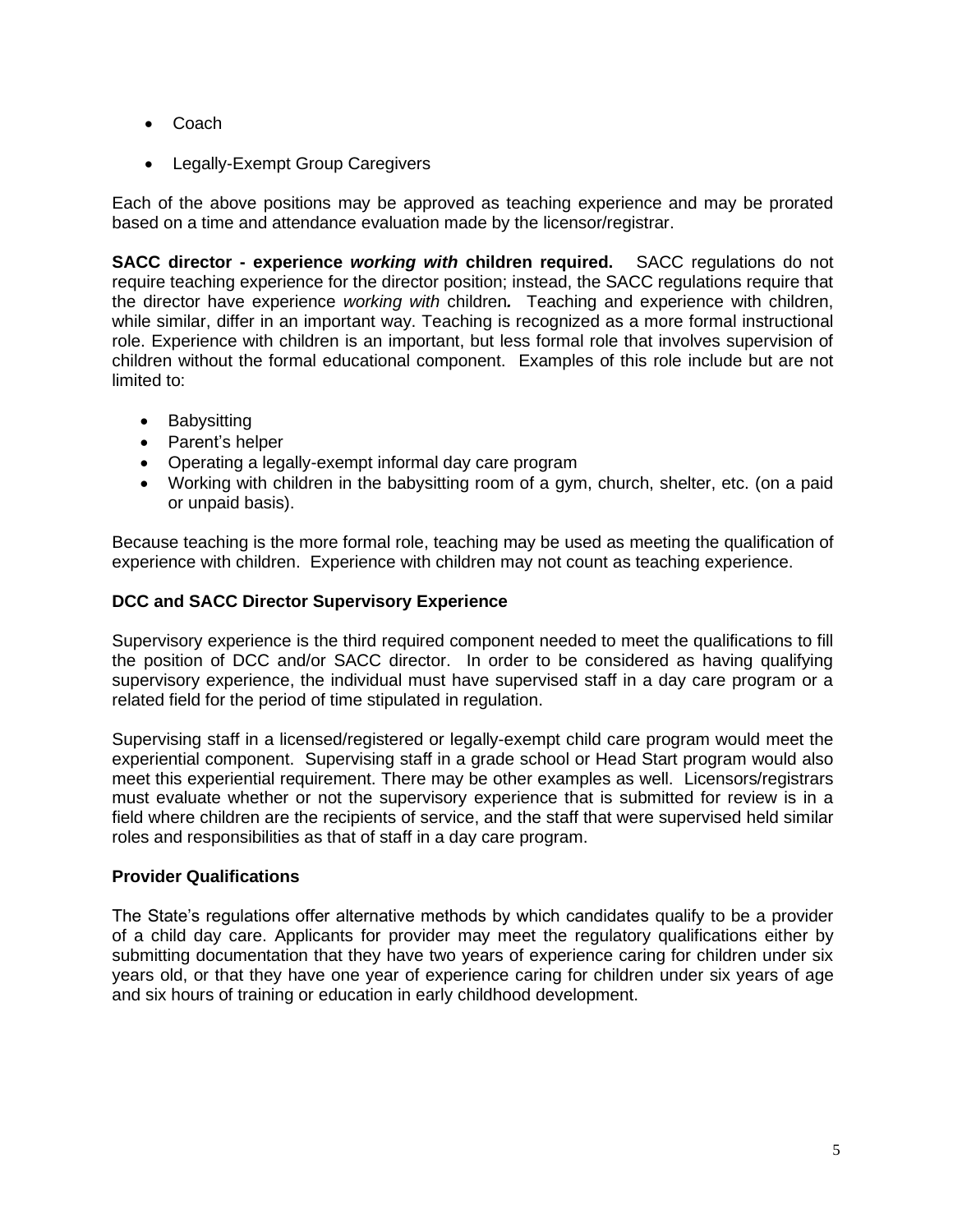- Coach
- Legally-Exempt Group Caregivers

Each of the above positions may be approved as teaching experience and may be prorated based on a time and attendance evaluation made by the licensor/registrar.

**SACC director - experience *working with* children required.** SACC regulations do not require teaching experience for the director position; instead, the SACC regulations require that the director have experience *working with* children***.*** Teaching and experience with children, while similar, differ in an important way. Teaching is recognized as a more formal instructional role. Experience with children is an important, but less formal role that involves supervision of children without the formal educational component. Examples of this role include but are not limited to:

- Babysitting
- Parent's helper
- Operating a legally-exempt informal day care program
- Working with children in the babysitting room of a gym, church, shelter, etc. (on a paid or unpaid basis).

Because teaching is the more formal role, teaching may be used as meeting the qualification of experience with children. Experience with children may not count as teaching experience.

**DCC and SACC Director Supervisory Experience**

Supervisory experience is the third required component needed to meet the qualifications to fill the position of DCC and/or SACC director. In order to be considered as having qualifying supervisory experience, the individual must have supervised staff in a day care program or a related field for the period of time stipulated in regulation.

Supervising staff in a licensed/registered or legally-exempt child care program would meet the experiential component. Supervising staff in a grade school or Head Start program would also meet this experiential requirement. There may be other examples as well. Licensors/registrars must evaluate whether or not the supervisory experience that is submitted for review is in a field where children are the recipients of service, and the staff that were supervised held similar roles and responsibilities as that of staff in a day care program.

**Provider Qualifications**

The State's regulations offer alternative methods by which candidates qualify to be a provider of a child day care. Applicants for provider may meet the regulatory qualifications either by submitting documentation that they have two years of experience caring for children under six years old, or that they have one year of experience caring for children under six years of age and six hours of training or education in early childhood development.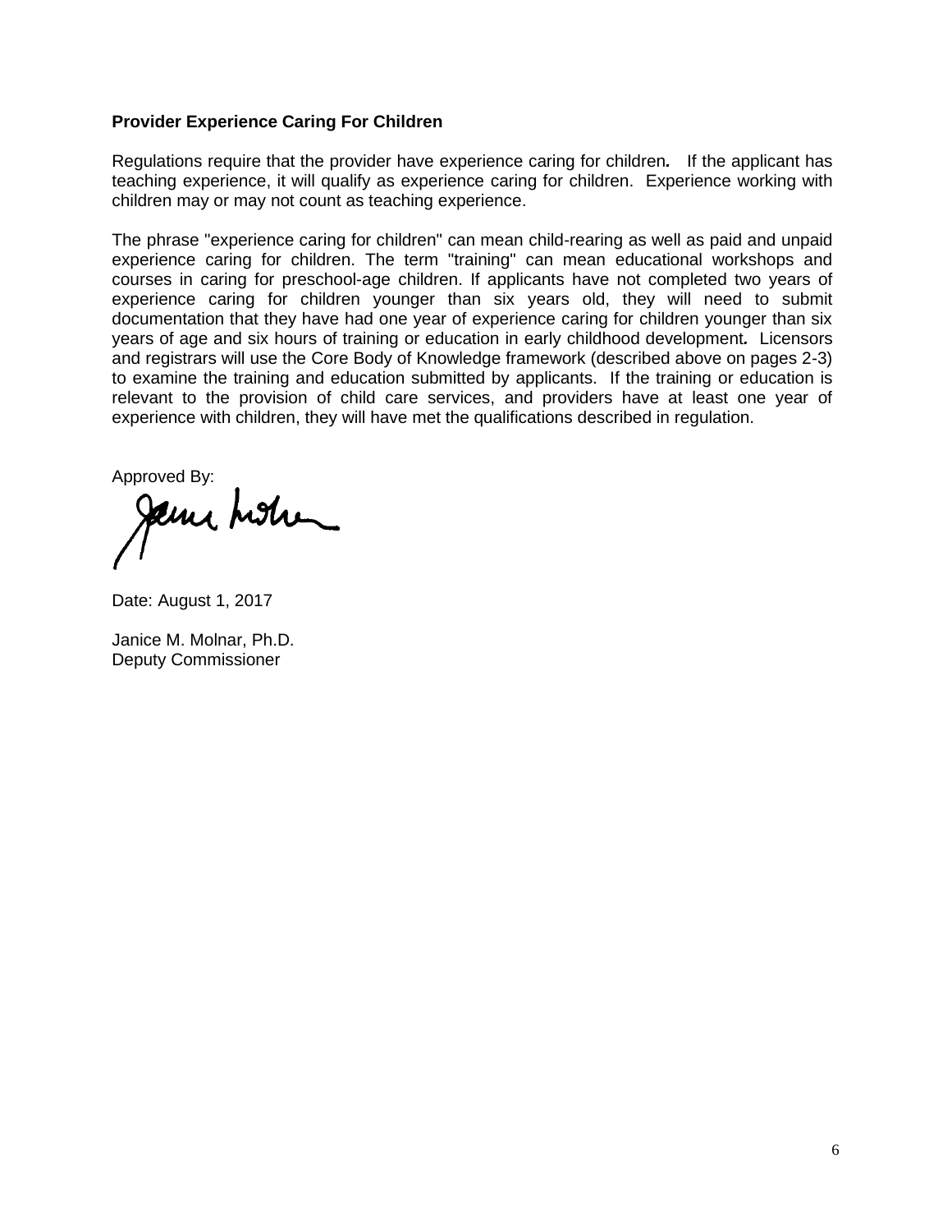**Provider Experience Caring For Children**

Regulations require that the provider have experience caring for children***.*** If the applicant has teaching experience, it will qualify as experience caring for children. Experience working with children may or may not count as teaching experience.

The phrase "experience caring for children" can mean child-rearing as well as paid and unpaid experience caring for children. The term "training" can mean educational workshops and courses in caring for preschool-age children. If applicants have not completed two years of experience caring for children younger than six years old, they will need to submit documentation that they have had one year of experience caring for children younger than six years of age and six hours of training or education in early childhood development***.*** Licensors and registrars will use the Core Body of Knowledge framework (described above on pages 2-3) to examine the training and education submitted by applicants. If the training or education is relevant to the provision of child care services, and providers have at least one year of experience with children, they will have met the qualifications described in regulation.

Approved By:

Date: August 1, 2017

Janice M. Molnar, Ph.D.
Deputy Commissioner